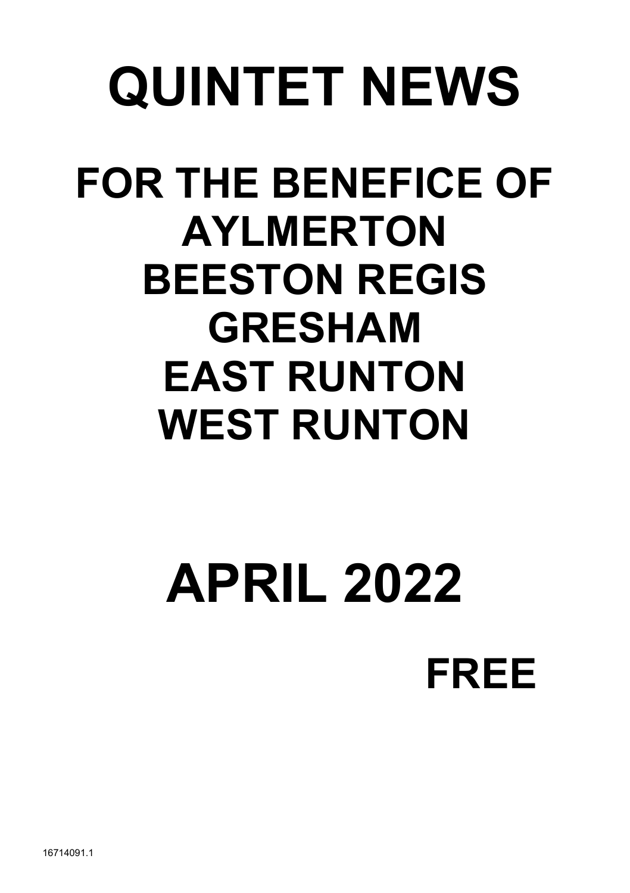# QUINTET NEWS

## FOR THE BENEFICE OF AYLMERTON BEESTON REGIS GRESHAM EAST RUNTON WEST RUNTON

# APRIL 2022

## FREE

16714091.1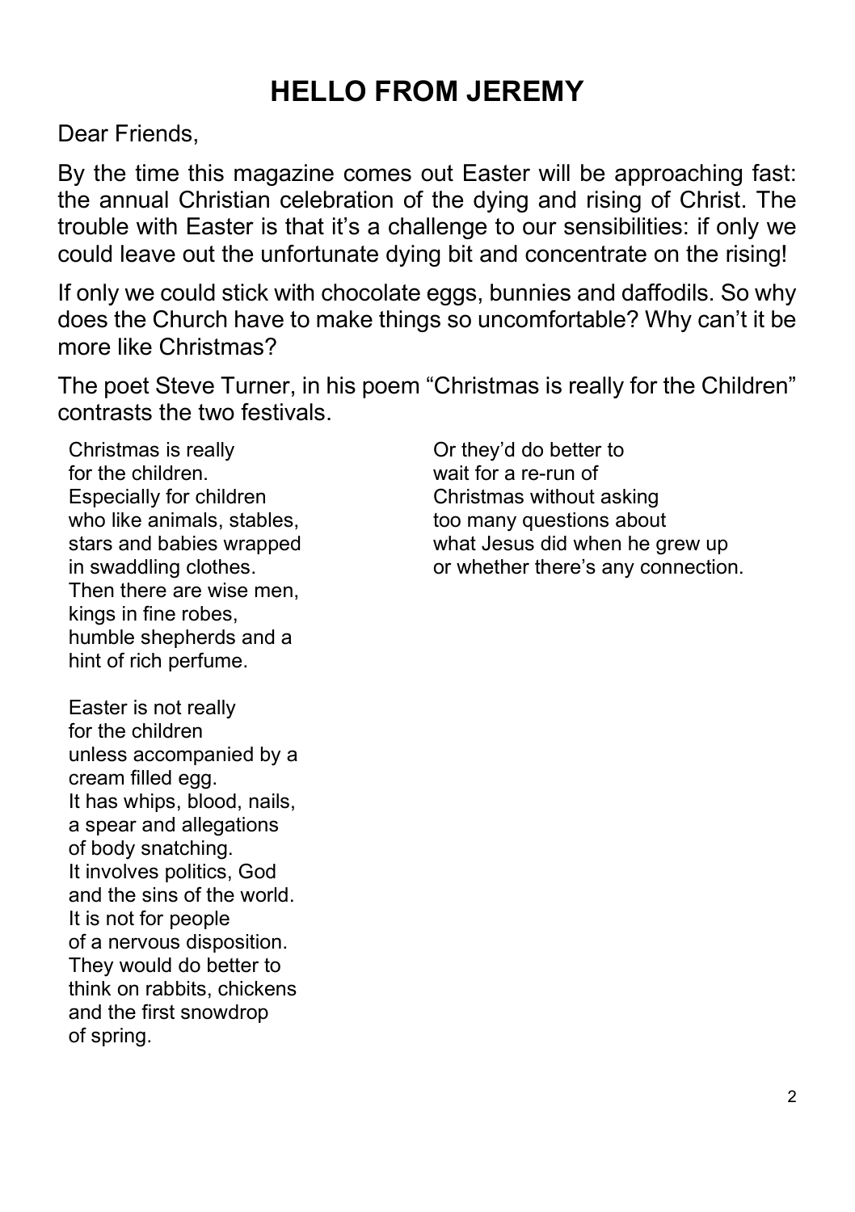# HELLO FROM JEREMY

Dear Friends,

By the time this magazine comes out Easter will be approaching fast: the annual Christian celebration of the dying and rising of Christ. The trouble with Easter is that it's a challenge to our sensibilities: if only we could leave out the unfortunate dying bit and concentrate on the rising!

If only we could stick with chocolate eggs, bunnies and daffodils. So why does the Church have to make things so uncomfortable? Why can't it be more like Christmas?

The poet Steve Turner, in his poem "Christmas is really for the Children" contrasts the two festivals.

Christmas is really
for the children.
Especially for children
who like animals, stables,
stars and babies wrapped
in swaddling clothes.
Then there are wise men,
kings in fine robes,
humble shepherds and a
hint of rich perfume.

Easter is not really
for the children
unless accompanied by a
cream filled egg.
It has whips, blood, nails,
a spear and allegations
of body snatching.
It involves politics, God
and the sins of the world.
It is not for people
of a nervous disposition.
They would do better to
think on rabbits, chickens
and the first snowdrop
of spring.

Or they'd do better to
wait for a re-run of
Christmas without asking
too many questions about
what Jesus did when he grew up
or whether there's any connection.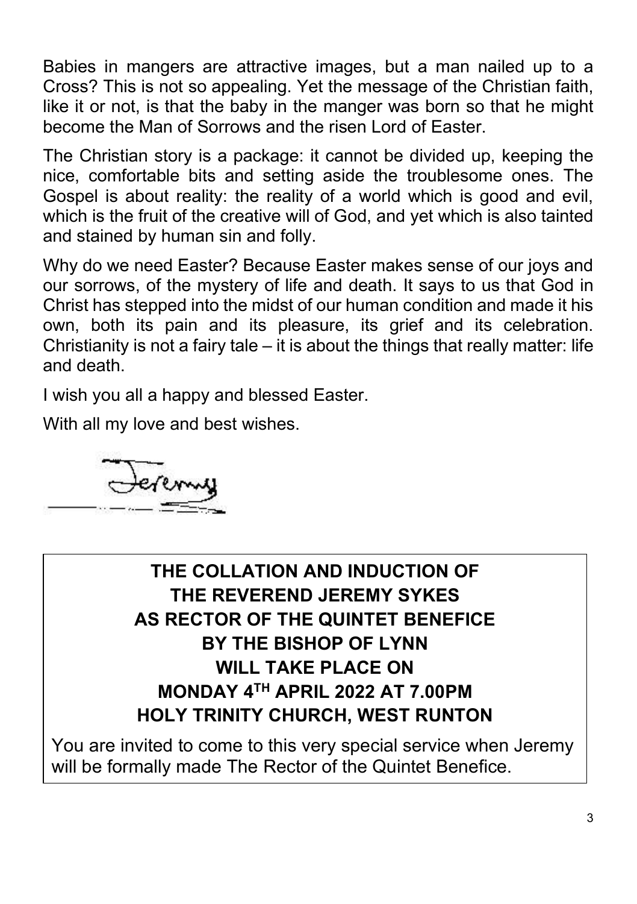Babies in mangers are attractive images, but a man nailed up to a Cross? This is not so appealing. Yet the message of the Christian faith, like it or not, is that the baby in the manger was born so that he might become the Man of Sorrows and the risen Lord of Easter.

The Christian story is a package: it cannot be divided up, keeping the nice, comfortable bits and setting aside the troublesome ones. The Gospel is about reality: the reality of a world which is good and evil, which is the fruit of the creative will of God, and yet which is also tainted and stained by human sin and folly.

Why do we need Easter? Because Easter makes sense of our joys and our sorrows, of the mystery of life and death. It says to us that God in Christ has stepped into the midst of our human condition and made it his own, both its pain and its pleasure, its grief and its celebration. Christianity is not a fairy tale – it is about the things that really matter: life and death.

I wish you all a happy and blessed Easter.

With all my love and best wishes.

Jeremy

**THE COLLATION AND INDUCTION OF**
**THE REVEREND JEREMY SYKES**
**AS RECTOR OF THE QUINTET BENEFICE**
**BY THE BISHOP OF LYNN**
**WILL TAKE PLACE ON**
**MONDAY 4TH APRIL 2022 AT 7.00PM**
**HOLY TRINITY CHURCH, WEST RUNTON**

You are invited to come to this very special service when Jeremy will be formally made The Rector of the Quintet Benefice.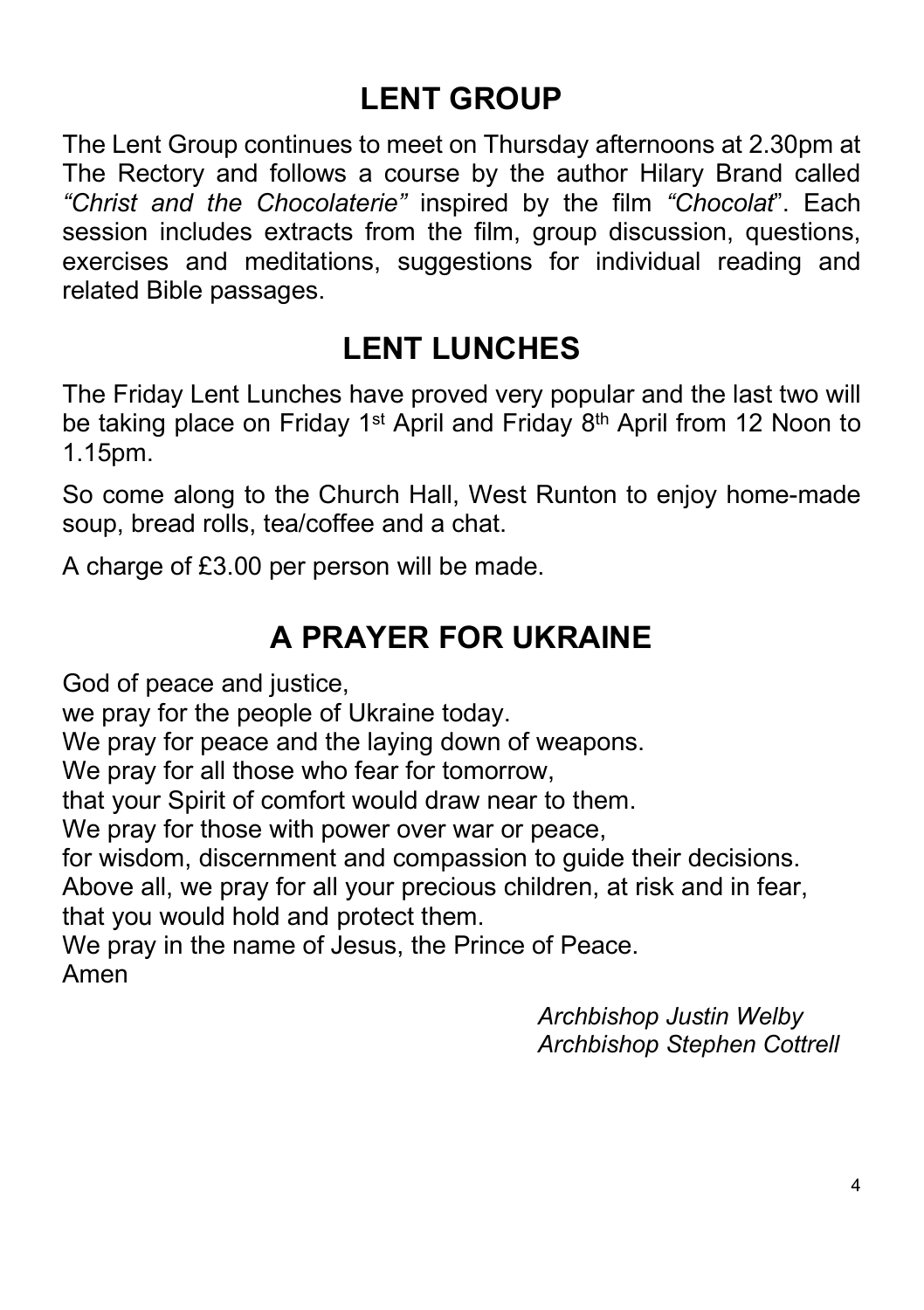## LENT GROUP

The Lent Group continues to meet on Thursday afternoons at 2.30pm at The Rectory and follows a course by the author Hilary Brand called *"Christ and the Chocolaterie"* inspired by the film *"Chocolat*". Each session includes extracts from the film, group discussion, questions, exercises and meditations, suggestions for individual reading and related Bible passages.

## LENT LUNCHES

The Friday Lent Lunches have proved very popular and the last two will be taking place on Friday 1st April and Friday 8th April from 12 Noon to 1.15pm.

So come along to the Church Hall, West Runton to enjoy home-made soup, bread rolls, tea/coffee and a chat.

A charge of £3.00 per person will be made.

## A PRAYER FOR UKRAINE

God of peace and justice,  
we pray for the people of Ukraine today.  
We pray for peace and the laying down of weapons.  
We pray for all those who fear for tomorrow,  
that your Spirit of comfort would draw near to them.  
We pray for those with power over war or peace,  
for wisdom, discernment and compassion to guide their decisions.  
Above all, we pray for all your precious children, at risk and in fear,  
that you would hold and protect them.  
We pray in the name of Jesus, the Prince of Peace.  
Amen

*Archbishop Justin Welby*  
*Archbishop Stephen Cottrell*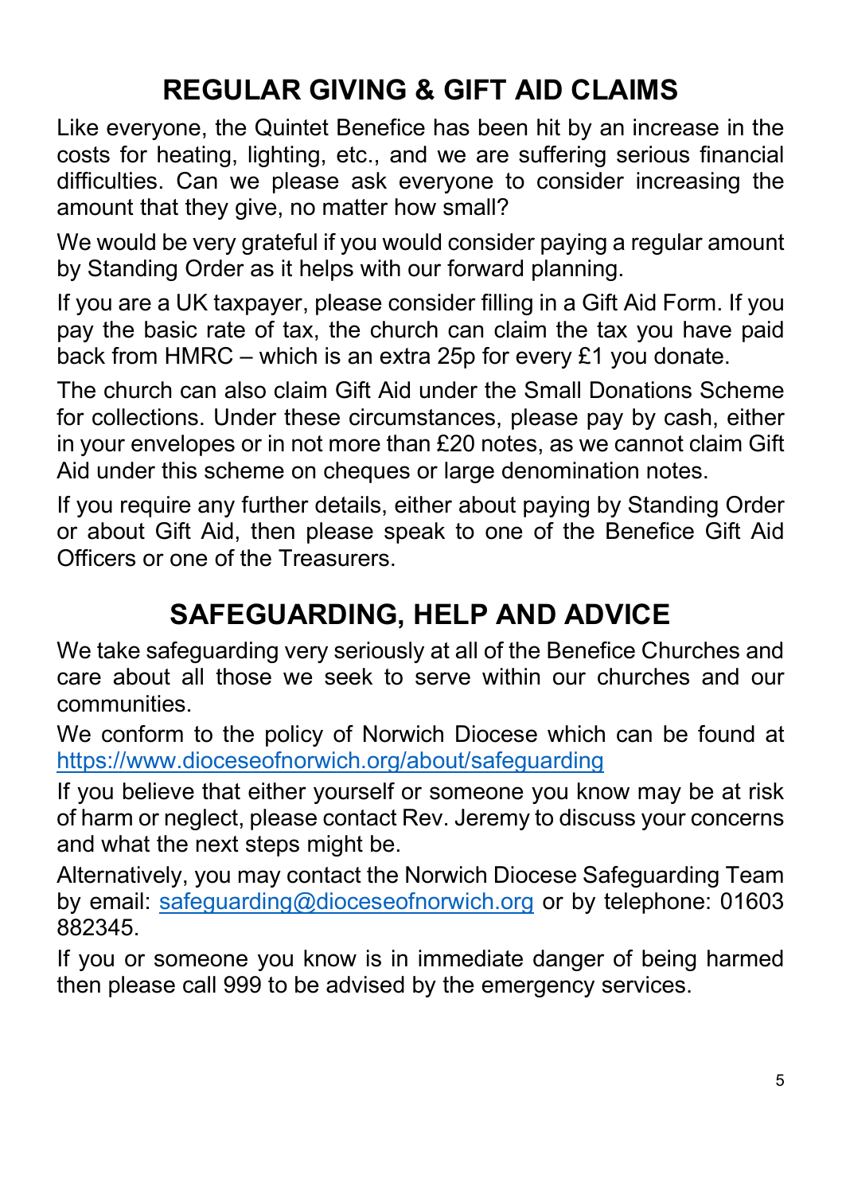## REGULAR GIVING & GIFT AID CLAIMS

Like everyone, the Quintet Benefice has been hit by an increase in the costs for heating, lighting, etc., and we are suffering serious financial difficulties. Can we please ask everyone to consider increasing the amount that they give, no matter how small?

We would be very grateful if you would consider paying a regular amount by Standing Order as it helps with our forward planning.

If you are a UK taxpayer, please consider filling in a Gift Aid Form. If you pay the basic rate of tax, the church can claim the tax you have paid back from HMRC – which is an extra 25p for every £1 you donate.

The church can also claim Gift Aid under the Small Donations Scheme for collections. Under these circumstances, please pay by cash, either in your envelopes or in not more than £20 notes, as we cannot claim Gift Aid under this scheme on cheques or large denomination notes.

If you require any further details, either about paying by Standing Order or about Gift Aid, then please speak to one of the Benefice Gift Aid Officers or one of the Treasurers.

## SAFEGUARDING, HELP AND ADVICE

We take safeguarding very seriously at all of the Benefice Churches and care about all those we seek to serve within our churches and our communities.

We conform to the policy of Norwich Diocese which can be found at https://www.dioceseofnorwich.org/about/safeguarding

If you believe that either yourself or someone you know may be at risk of harm or neglect, please contact Rev. Jeremy to discuss your concerns and what the next steps might be.

Alternatively, you may contact the Norwich Diocese Safeguarding Team by email: safeguarding@dioceseofnorwich.org or by telephone: 01603 882345.

If you or someone you know is in immediate danger of being harmed then please call 999 to be advised by the emergency services.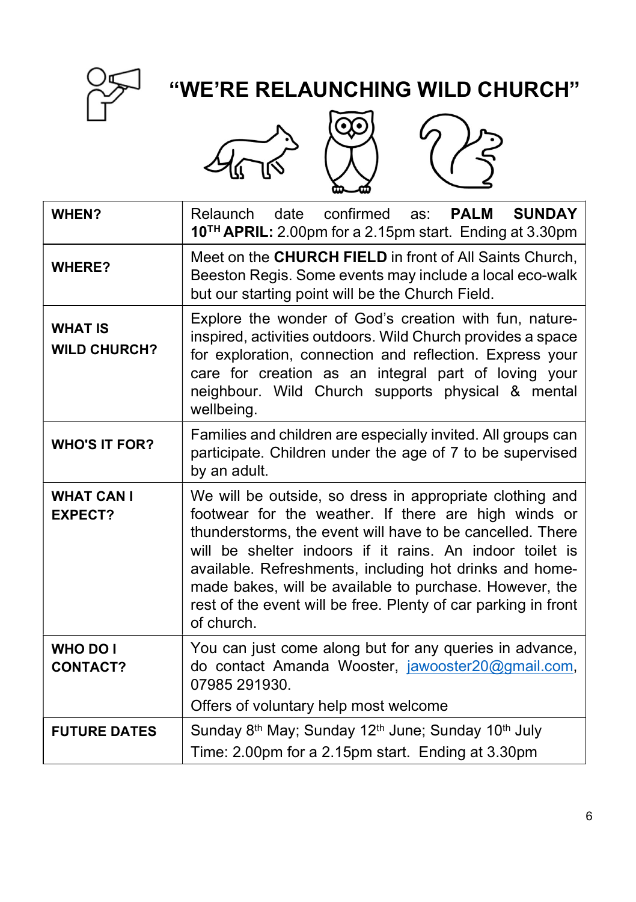# "WE'RE RELAUNCHING WILD CHURCH"

| | |
|---|---|
| **WHEN?** | Relaunch date confirmed as: **PALM SUNDAY 10TH APRIL:** 2.00pm for a 2.15pm start. Ending at 3.30pm |
| **WHERE?** | Meet on the **CHURCH FIELD** in front of All Saints Church, Beeston Regis. Some events may include a local eco-walk but our starting point will be the Church Field. |
| **WHAT IS WILD CHURCH?** | Explore the wonder of God's creation with fun, nature-inspired, activities outdoors. Wild Church provides a space for exploration, connection and reflection. Express your care for creation as an integral part of loving your neighbour. Wild Church supports physical & mental wellbeing. |
| **WHO'S IT FOR?** | Families and children are especially invited. All groups can participate. Children under the age of 7 to be supervised by an adult. |
| **WHAT CAN I EXPECT?** | We will be outside, so dress in appropriate clothing and footwear for the weather. If there are high winds or thunderstorms, the event will have to be cancelled. There will be shelter indoors if it rains. An indoor toilet is available. Refreshments, including hot drinks and home-made bakes, will be available to purchase. However, the rest of the event will be free. Plenty of car parking in front of church. |
| **WHO DO I CONTACT?** | You can just come along but for any queries in advance, do contact Amanda Wooster, jawooster20@gmail.com, 07985 291930. Offers of voluntary help most welcome |
| **FUTURE DATES** | Sunday 8th May; Sunday 12th June; Sunday 10th July Time: 2.00pm for a 2.15pm start. Ending at 3.30pm |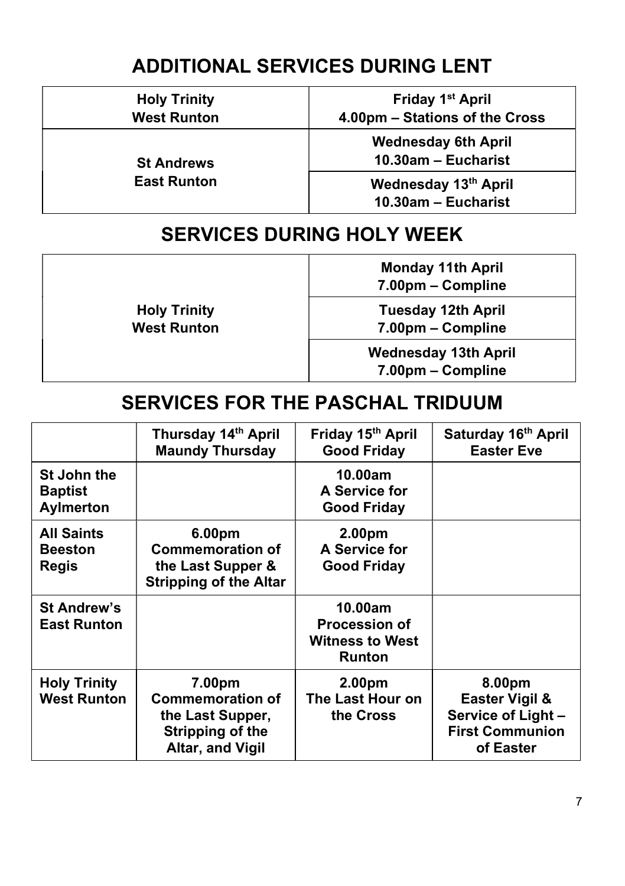# ADDITIONAL SERVICES DURING LENT

| | |
|---|---|
| **Holy Trinity West Runton** | **Friday 1st April 4.00pm – Stations of the Cross** |
| **St Andrews East Runton** | **Wednesday 6th April 10.30am – Eucharist** |
| | **Wednesday 13th April 10.30am – Eucharist** |

# SERVICES DURING HOLY WEEK

| | |
|---|---|
| **Holy Trinity West Runton** | **Monday 11th April 7.00pm – Compline** |
| | **Tuesday 12th April 7.00pm – Compline** |
| | **Wednesday 13th April 7.00pm – Compline** |

# SERVICES FOR THE PASCHAL TRIDUUM

| | **Thursday 14th April Maundy Thursday** | **Friday 15th April Good Friday** | **Saturday 16th April Easter Eve** |
|---|---|---|---|
| **St John the Baptist Aylmerton** | | **10.00am A Service for Good Friday** | |
| **All Saints Beeston Regis** | **6.00pm Commemoration of the Last Supper & Stripping of the Altar** | **2.00pm A Service for Good Friday** | |
| **St Andrew's East Runton** | | **10.00am Procession of Witness to West Runton** | |
| **Holy Trinity West Runton** | **7.00pm Commemoration of the Last Supper, Stripping of the Altar, and Vigil** | **2.00pm The Last Hour on the Cross** | **8.00pm Easter Vigil & Service of Light – First Communion of Easter** |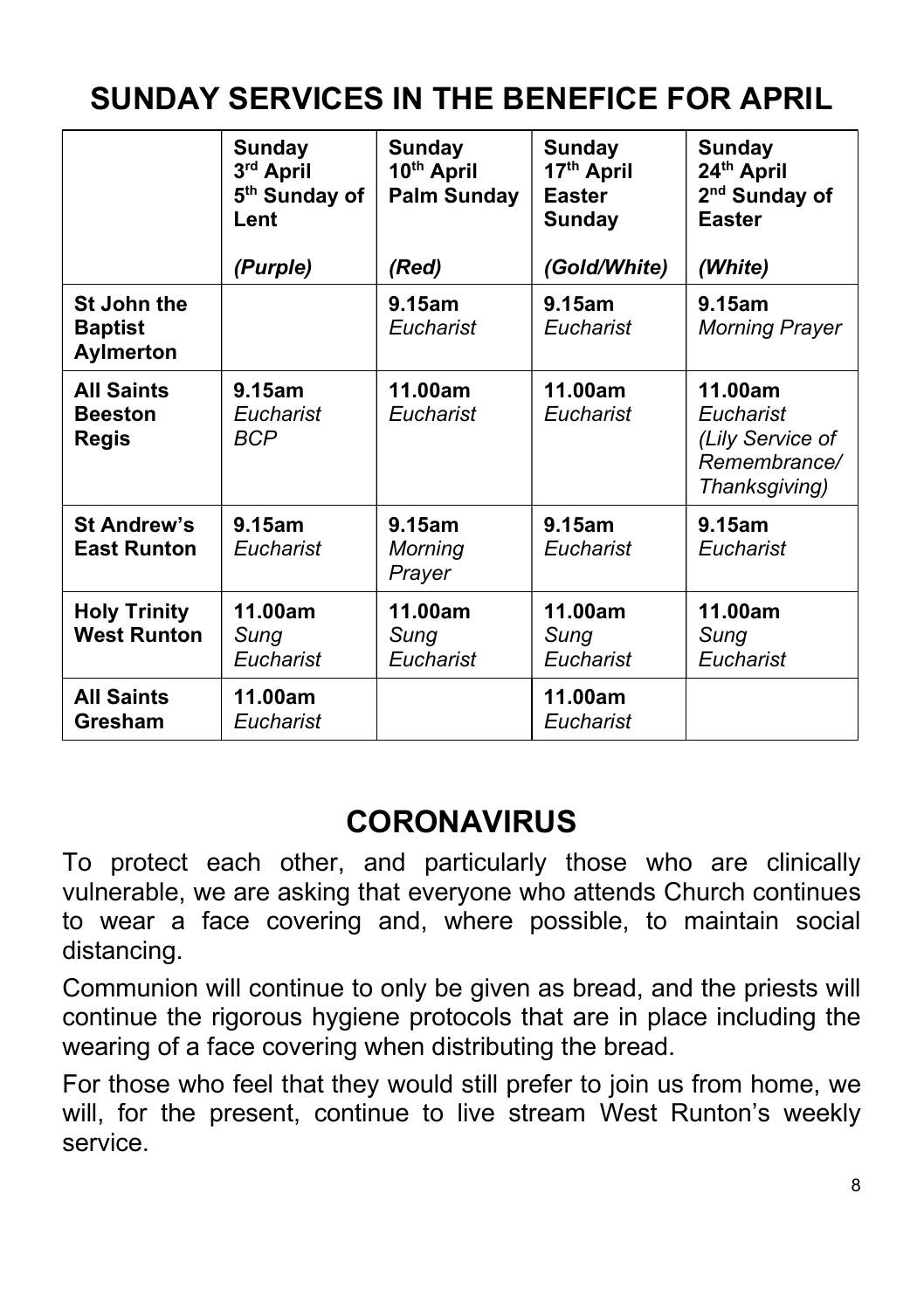# SUNDAY SERVICES IN THE BENEFICE FOR APRIL

| | **Sunday 3rd April 5th Sunday of Lent** *(Purple)* | **Sunday 10th April Palm Sunday** *(Red)* | **Sunday 17th April Easter Sunday** *(Gold/White)* | **Sunday 24th April 2nd Sunday of Easter** *(White)* |
|---|---|---|---|---|
| **St John the Baptist Aylmerton** | | **9.15am** *Eucharist* | **9.15am** *Eucharist* | **9.15am** *Morning Prayer* |
| **All Saints Beeston Regis** | **9.15am** *Eucharist BCP* | **11.00am** *Eucharist* | **11.00am** *Eucharist* | **11.00am** *Eucharist (Lily Service of Remembrance/ Thanksgiving)* |
| **St Andrew's East Runton** | **9.15am** *Eucharist* | **9.15am** *Morning Prayer* | **9.15am** *Eucharist* | **9.15am** *Eucharist* |
| **Holy Trinity West Runton** | **11.00am** *Sung Eucharist* | **11.00am** *Sung Eucharist* | **11.00am** *Sung Eucharist* | **11.00am** *Sung Eucharist* |
| **All Saints Gresham** | **11.00am** *Eucharist* | | **11.00am** *Eucharist* | |

## CORONAVIRUS

To protect each other, and particularly those who are clinically vulnerable, we are asking that everyone who attends Church continues to wear a face covering and, where possible, to maintain social distancing.

Communion will continue to only be given as bread, and the priests will continue the rigorous hygiene protocols that are in place including the wearing of a face covering when distributing the bread.

For those who feel that they would still prefer to join us from home, we will, for the present, continue to live stream West Runton's weekly service.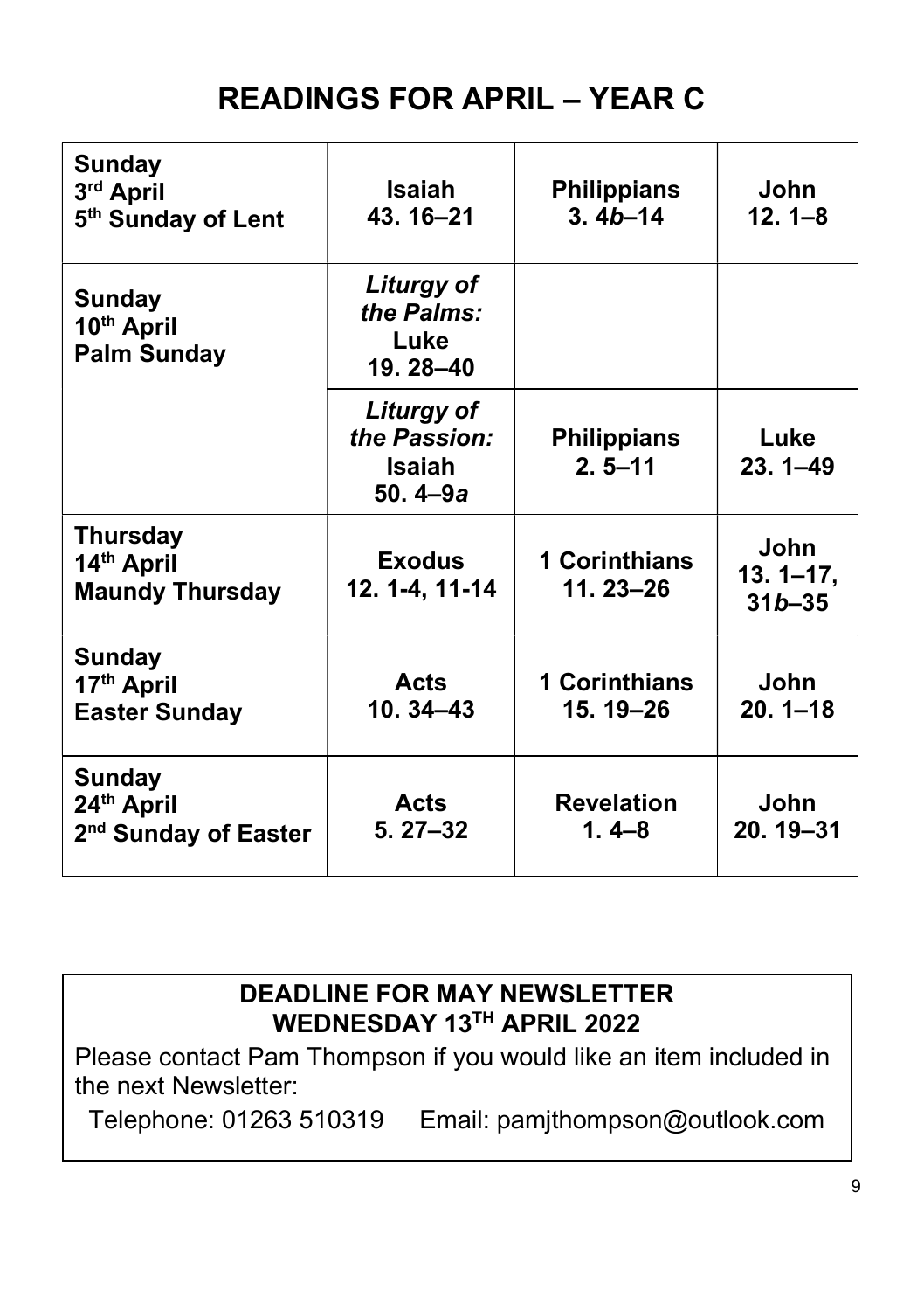# READINGS FOR APRIL – YEAR C

| | | | |
|---|---|---|---|
| **Sunday 3rd April 5th Sunday of Lent** | **Isaiah 43. 16–21** | **Philippians 3. 4*b*–14** | **John 12. 1–8** |
| **Sunday 10th April Palm Sunday** | ***Liturgy of the Palms:*** **Luke 19. 28–40** | | |
| | ***Liturgy of the Passion:*** **Isaiah 50. 4–9*a*** | **Philippians 2. 5–11** | **Luke 23. 1–49** |
| **Thursday 14th April Maundy Thursday** | **Exodus 12. 1-4, 11-14** | **1 Corinthians 11. 23–26** | **John 13. 1–17, 31*b*–35** |
| **Sunday 17th April Easter Sunday** | **Acts 10. 34–43** | **1 Corinthians 15. 19–26** | **John 20. 1–18** |
| **Sunday 24th April 2nd Sunday of Easter** | **Acts 5. 27–32** | **Revelation 1. 4–8** | **John 20. 19–31** |

**DEADLINE FOR MAY NEWSLETTER**
**WEDNESDAY 13TH APRIL 2022**

Please contact Pam Thompson if you would like an item included in the next Newsletter:

Telephone: 01263 510319 Email: pamjthompson@outlook.com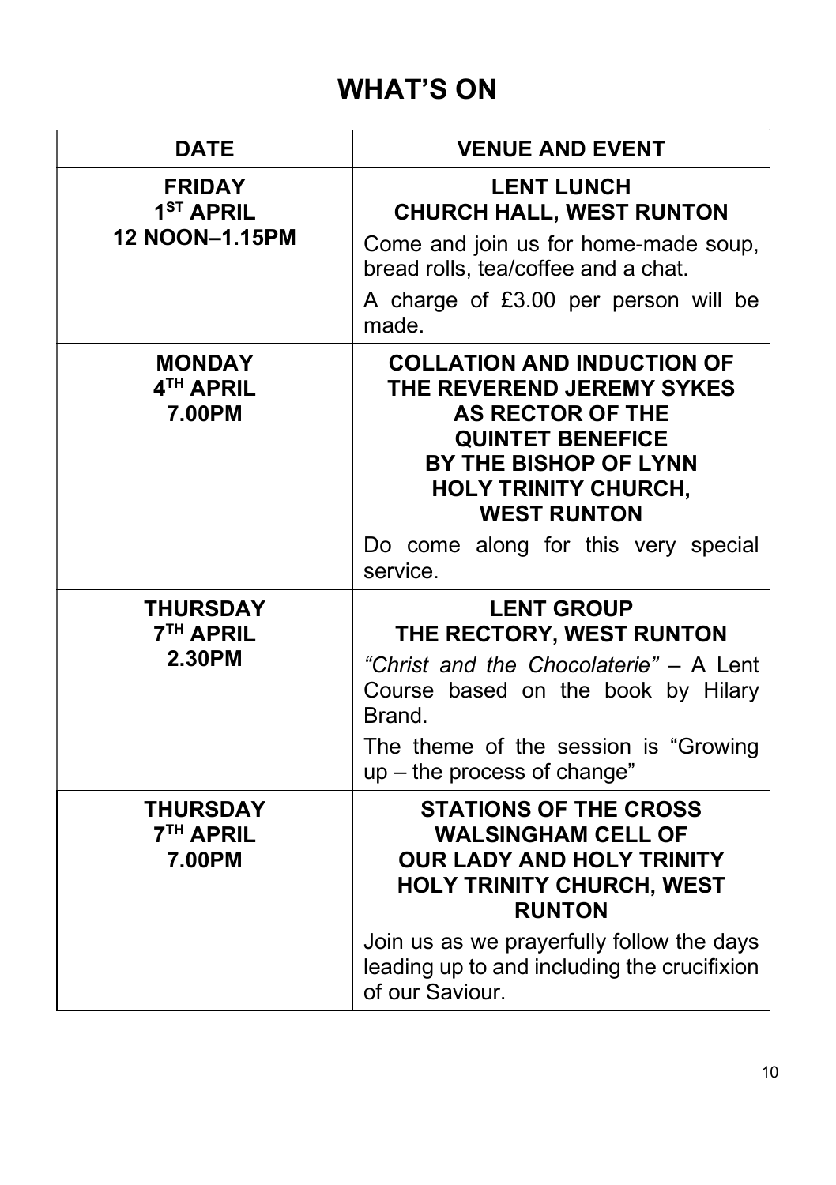# WHAT'S ON

| DATE | VENUE AND EVENT |
|---|---|
| **FRIDAY 1ST APRIL 12 NOON–1.15PM** | **LENT LUNCH CHURCH HALL, WEST RUNTON** Come and join us for home-made soup, bread rolls, tea/coffee and a chat. A charge of £3.00 per person will be made. |
| **MONDAY 4TH APRIL 7.00PM** | **COLLATION AND INDUCTION OF THE REVEREND JEREMY SYKES AS RECTOR OF THE QUINTET BENEFICE BY THE BISHOP OF LYNN HOLY TRINITY CHURCH, WEST RUNTON** Do come along for this very special service. |
| **THURSDAY 7TH APRIL 2.30PM** | **LENT GROUP THE RECTORY, WEST RUNTON** *"Christ and the Chocolaterie"* – A Lent Course based on the book by Hilary Brand. The theme of the session is "Growing up – the process of change" |
| **THURSDAY 7TH APRIL 7.00PM** | **STATIONS OF THE CROSS WALSINGHAM CELL OF OUR LADY AND HOLY TRINITY HOLY TRINITY CHURCH, WEST RUNTON** Join us as we prayerfully follow the days leading up to and including the crucifixion of our Saviour. |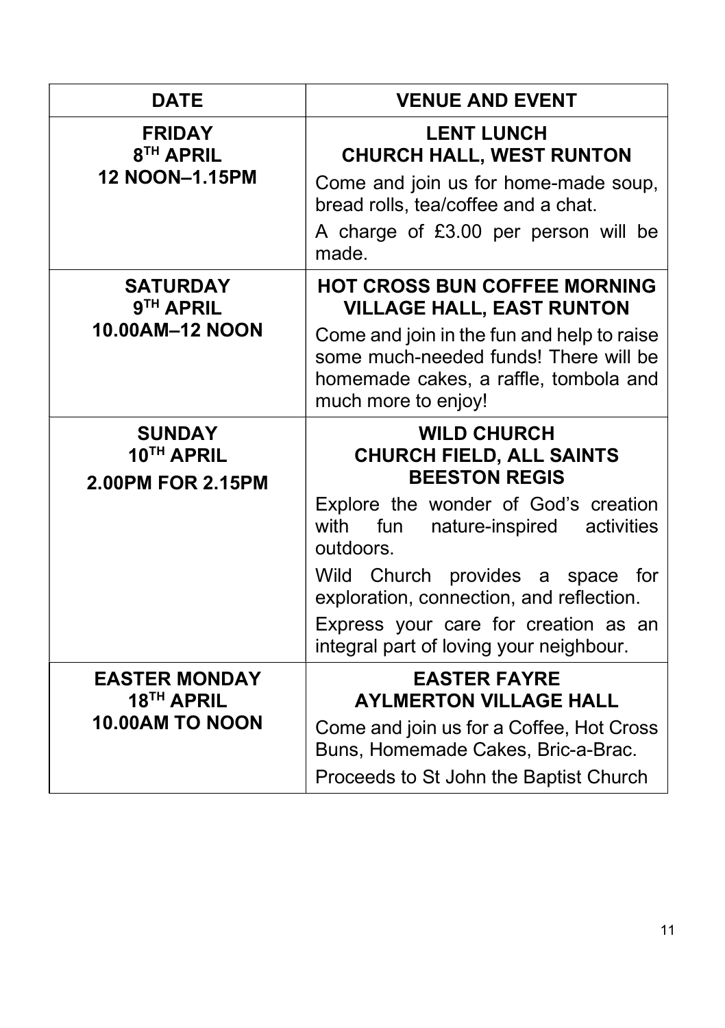| DATE | VENUE AND EVENT |
| --- | --- |
| **FRIDAY 8TH APRIL 12 NOON–1.15PM** | **LENT LUNCH CHURCH HALL, WEST RUNTON**<br>Come and join us for home-made soup, bread rolls, tea/coffee and a chat.<br>A charge of £3.00 per person will be made. |
| **SATURDAY 9TH APRIL 10.00AM–12 NOON** | **HOT CROSS BUN COFFEE MORNING VILLAGE HALL, EAST RUNTON**<br>Come and join in the fun and help to raise some much-needed funds! There will be homemade cakes, a raffle, tombola and much more to enjoy! |
| **SUNDAY 10TH APRIL 2.00PM FOR 2.15PM** | **WILD CHURCH CHURCH FIELD, ALL SAINTS BEESTON REGIS**<br>Explore the wonder of God's creation with fun nature-inspired activities outdoors.<br>Wild Church provides a space for exploration, connection, and reflection.<br>Express your care for creation as an integral part of loving your neighbour. |
| **EASTER MONDAY 18TH APRIL 10.00AM TO NOON** | **EASTER FAYRE AYLMERTON VILLAGE HALL**<br>Come and join us for a Coffee, Hot Cross Buns, Homemade Cakes, Bric-a-Brac.<br>Proceeds to St John the Baptist Church |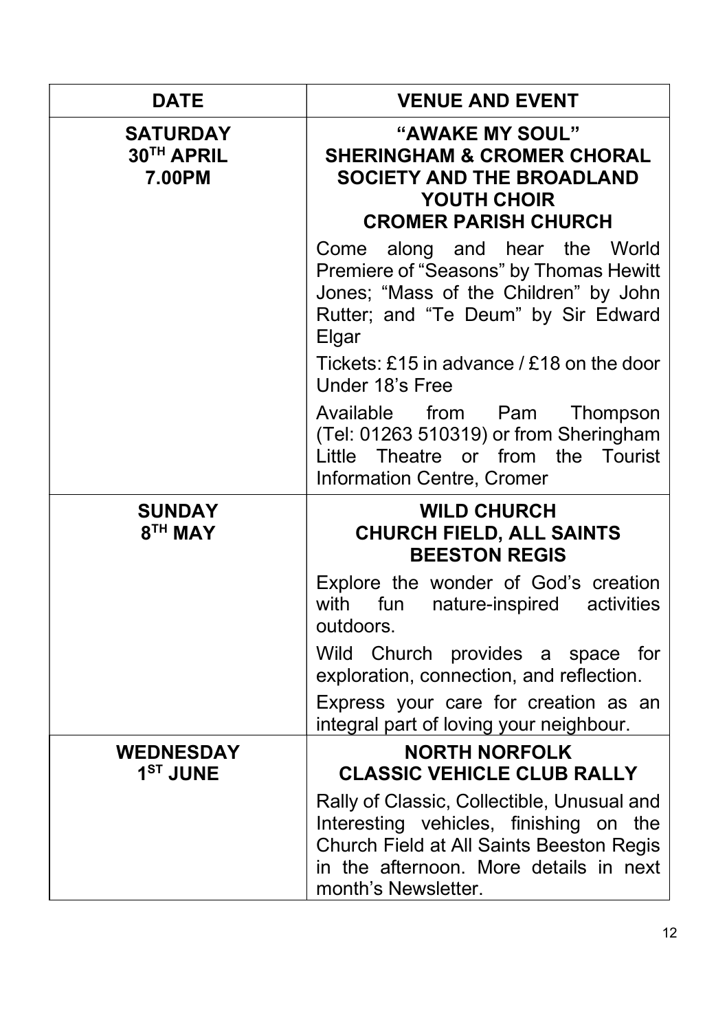| DATE | VENUE AND EVENT |
|---|---|
| **SATURDAY 30TH APRIL 7.00PM** | **“AWAKE MY SOUL” SHERINGHAM & CROMER CHORAL SOCIETY AND THE BROADLAND YOUTH CHOIR CROMER PARISH CHURCH**<br><br>Come along and hear the World Premiere of “Seasons” by Thomas Hewitt Jones; “Mass of the Children” by John Rutter; and “Te Deum” by Sir Edward Elgar<br><br>Tickets: £15 in advance / £18 on the door Under 18’s Free<br><br>Available from Pam Thompson (Tel: 01263 510319) or from Sheringham Little Theatre or from the Tourist Information Centre, Cromer |
| **SUNDAY 8TH MAY** | **WILD CHURCH CHURCH FIELD, ALL SAINTS BEESTON REGIS**<br><br>Explore the wonder of God’s creation with fun nature-inspired activities outdoors.<br><br>Wild Church provides a space for exploration, connection, and reflection.<br><br>Express your care for creation as an integral part of loving your neighbour. |
| **WEDNESDAY 1ST JUNE** | **NORTH NORFOLK CLASSIC VEHICLE CLUB RALLY**<br><br>Rally of Classic, Collectible, Unusual and Interesting vehicles, finishing on the Church Field at All Saints Beeston Regis in the afternoon. More details in next month’s Newsletter. |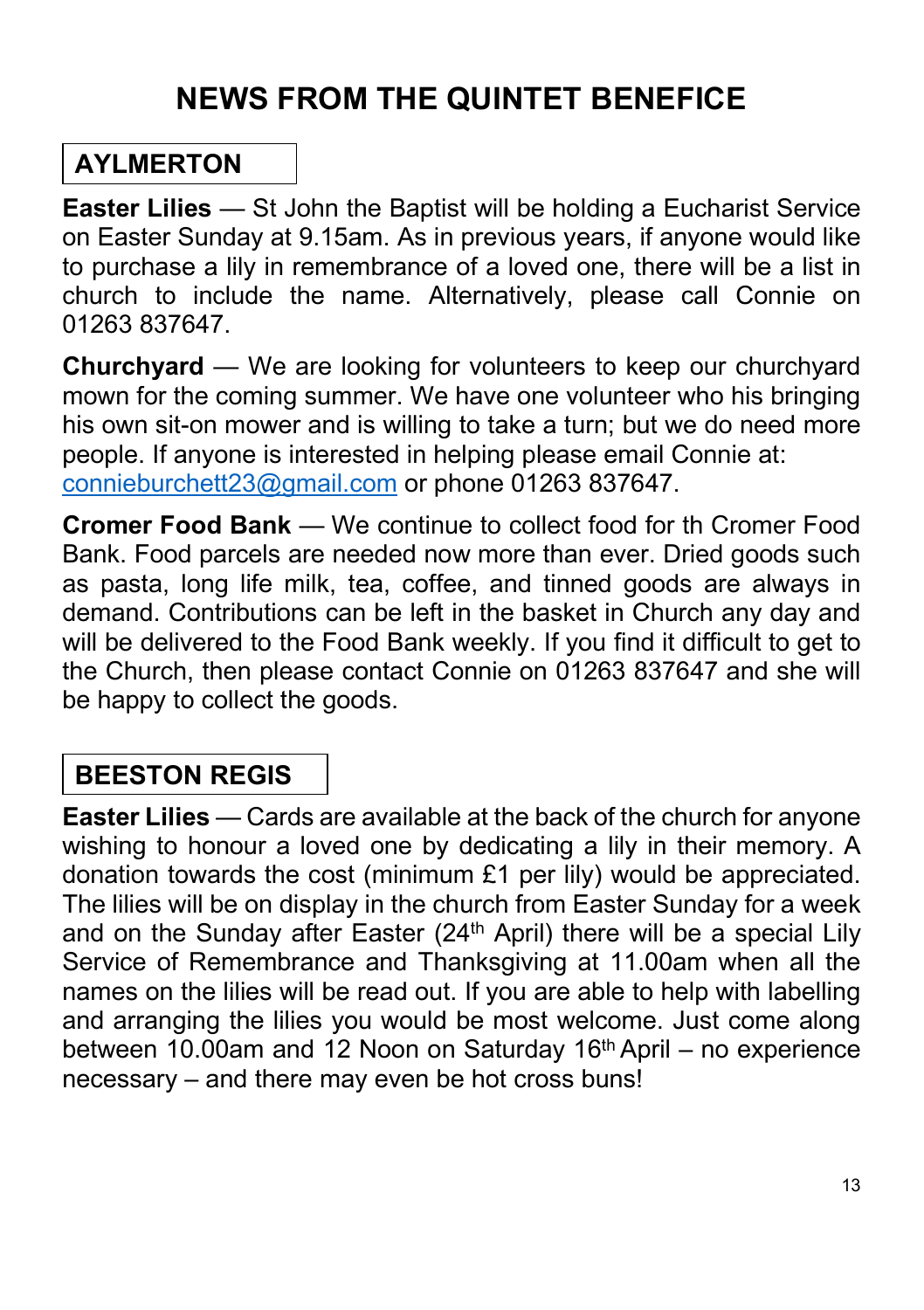# NEWS FROM THE QUINTET BENEFICE

## AYLMERTON

**Easter Lilies** — St John the Baptist will be holding a Eucharist Service on Easter Sunday at 9.15am. As in previous years, if anyone would like to purchase a lily in remembrance of a loved one, there will be a list in church to include the name. Alternatively, please call Connie on 01263 837647.

**Churchyard** — We are looking for volunteers to keep our churchyard mown for the coming summer. We have one volunteer who his bringing his own sit-on mower and is willing to take a turn; but we do need more people. If anyone is interested in helping please email Connie at: connieburchett23@gmail.com or phone 01263 837647.

**Cromer Food Bank** — We continue to collect food for th Cromer Food Bank. Food parcels are needed now more than ever. Dried goods such as pasta, long life milk, tea, coffee, and tinned goods are always in demand. Contributions can be left in the basket in Church any day and will be delivered to the Food Bank weekly. If you find it difficult to get to the Church, then please contact Connie on 01263 837647 and she will be happy to collect the goods.

## BEESTON REGIS

**Easter Lilies** — Cards are available at the back of the church for anyone wishing to honour a loved one by dedicating a lily in their memory. A donation towards the cost (minimum £1 per lily) would be appreciated. The lilies will be on display in the church from Easter Sunday for a week and on the Sunday after Easter (24th April) there will be a special Lily Service of Remembrance and Thanksgiving at 11.00am when all the names on the lilies will be read out. If you are able to help with labelling and arranging the lilies you would be most welcome. Just come along between 10.00am and 12 Noon on Saturday 16th April – no experience necessary – and there may even be hot cross buns!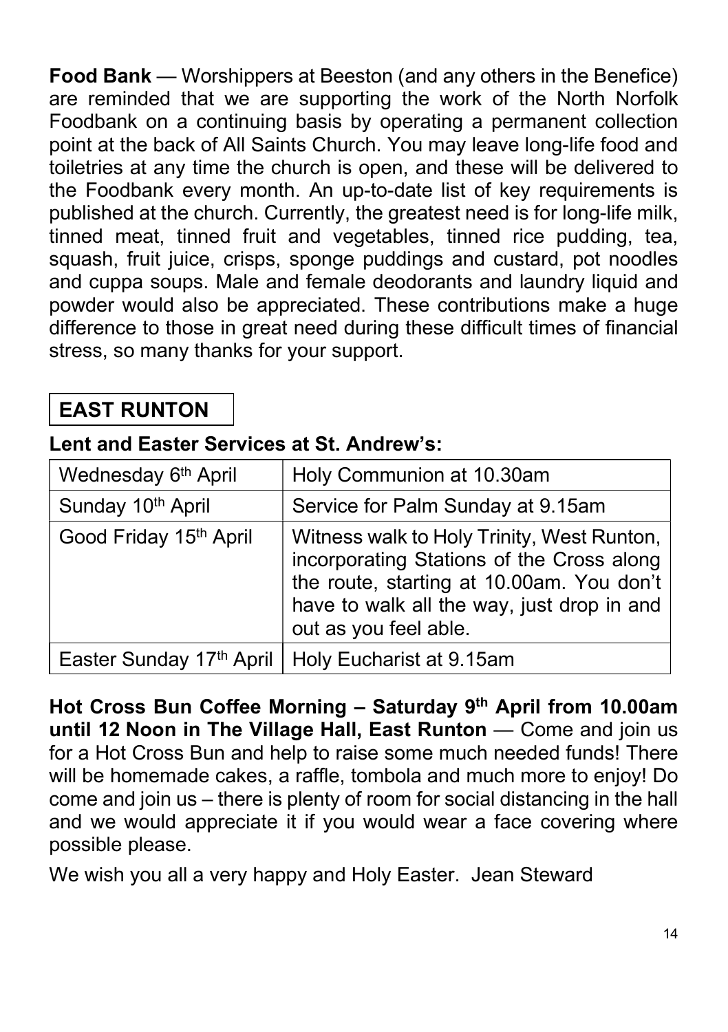**Food Bank** — Worshippers at Beeston (and any others in the Benefice) are reminded that we are supporting the work of the North Norfolk Foodbank on a continuing basis by operating a permanent collection point at the back of All Saints Church. You may leave long-life food and toiletries at any time the church is open, and these will be delivered to the Foodbank every month. An up-to-date list of key requirements is published at the church. Currently, the greatest need is for long-life milk, tinned meat, tinned fruit and vegetables, tinned rice pudding, tea, squash, fruit juice, crisps, sponge puddings and custard, pot noodles and cuppa soups. Male and female deodorants and laundry liquid and powder would also be appreciated. These contributions make a huge difference to those in great need during these difficult times of financial stress, so many thanks for your support.

## EAST RUNTON

**Lent and Easter Services at St. Andrew's:**

| | |
|---|---|
| Wednesday 6th April | Holy Communion at 10.30am |
| Sunday 10th April | Service for Palm Sunday at 9.15am |
| Good Friday 15th April | Witness walk to Holy Trinity, West Runton, incorporating Stations of the Cross along the route, starting at 10.00am. You don't have to walk all the way, just drop in and out as you feel able. |
| Easter Sunday 17th April | Holy Eucharist at 9.15am |

**Hot Cross Bun Coffee Morning – Saturday 9th April from 10.00am until 12 Noon in The Village Hall, East Runton** — Come and join us for a Hot Cross Bun and help to raise some much needed funds! There will be homemade cakes, a raffle, tombola and much more to enjoy! Do come and join us – there is plenty of room for social distancing in the hall and we would appreciate it if you would wear a face covering where possible please.

We wish you all a very happy and Holy Easter. Jean Steward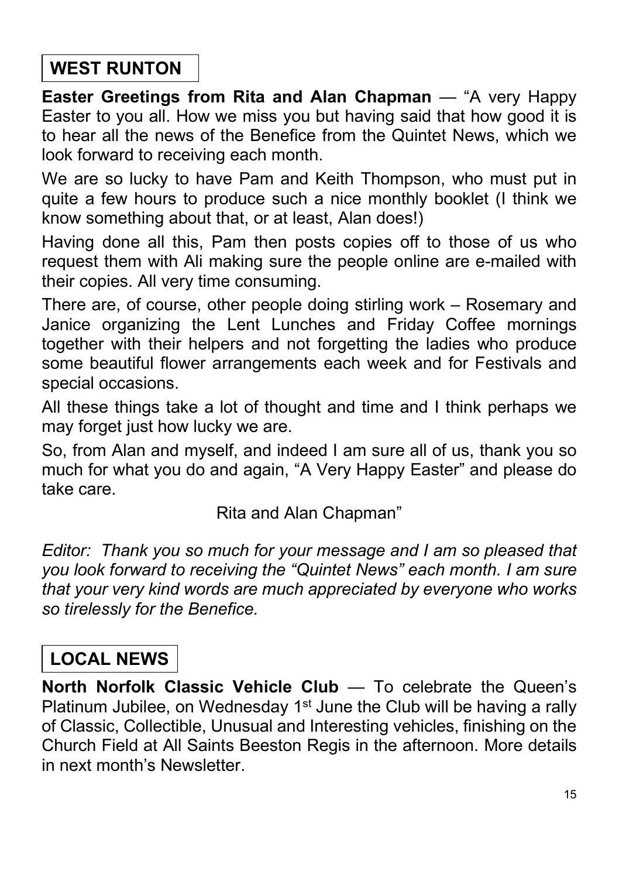## WEST RUNTON

**Easter Greetings from Rita and Alan Chapman** — "A very Happy Easter to you all. How we miss you but having said that how good it is to hear all the news of the Benefice from the Quintet News, which we look forward to receiving each month.

We are so lucky to have Pam and Keith Thompson, who must put in quite a few hours to produce such a nice monthly booklet (I think we know something about that, or at least, Alan does!)

Having done all this, Pam then posts copies off to those of us who request them with Ali making sure the people online are e-mailed with their copies. All very time consuming.

There are, of course, other people doing stirling work – Rosemary and Janice organizing the Lent Lunches and Friday Coffee mornings together with their helpers and not forgetting the ladies who produce some beautiful flower arrangements each week and for Festivals and special occasions.

All these things take a lot of thought and time and I think perhaps we may forget just how lucky we are.

So, from Alan and myself, and indeed I am sure all of us, thank you so much for what you do and again, "A Very Happy Easter" and please do take care.

Rita and Alan Chapman"

*Editor: Thank you so much for your message and I am so pleased that you look forward to receiving the "Quintet News" each month. I am sure that your very kind words are much appreciated by everyone who works so tirelessly for the Benefice.*

## LOCAL NEWS

**North Norfolk Classic Vehicle Club** — To celebrate the Queen's Platinum Jubilee, on Wednesday 1st June the Club will be having a rally of Classic, Collectible, Unusual and Interesting vehicles, finishing on the Church Field at All Saints Beeston Regis in the afternoon. More details in next month's Newsletter.